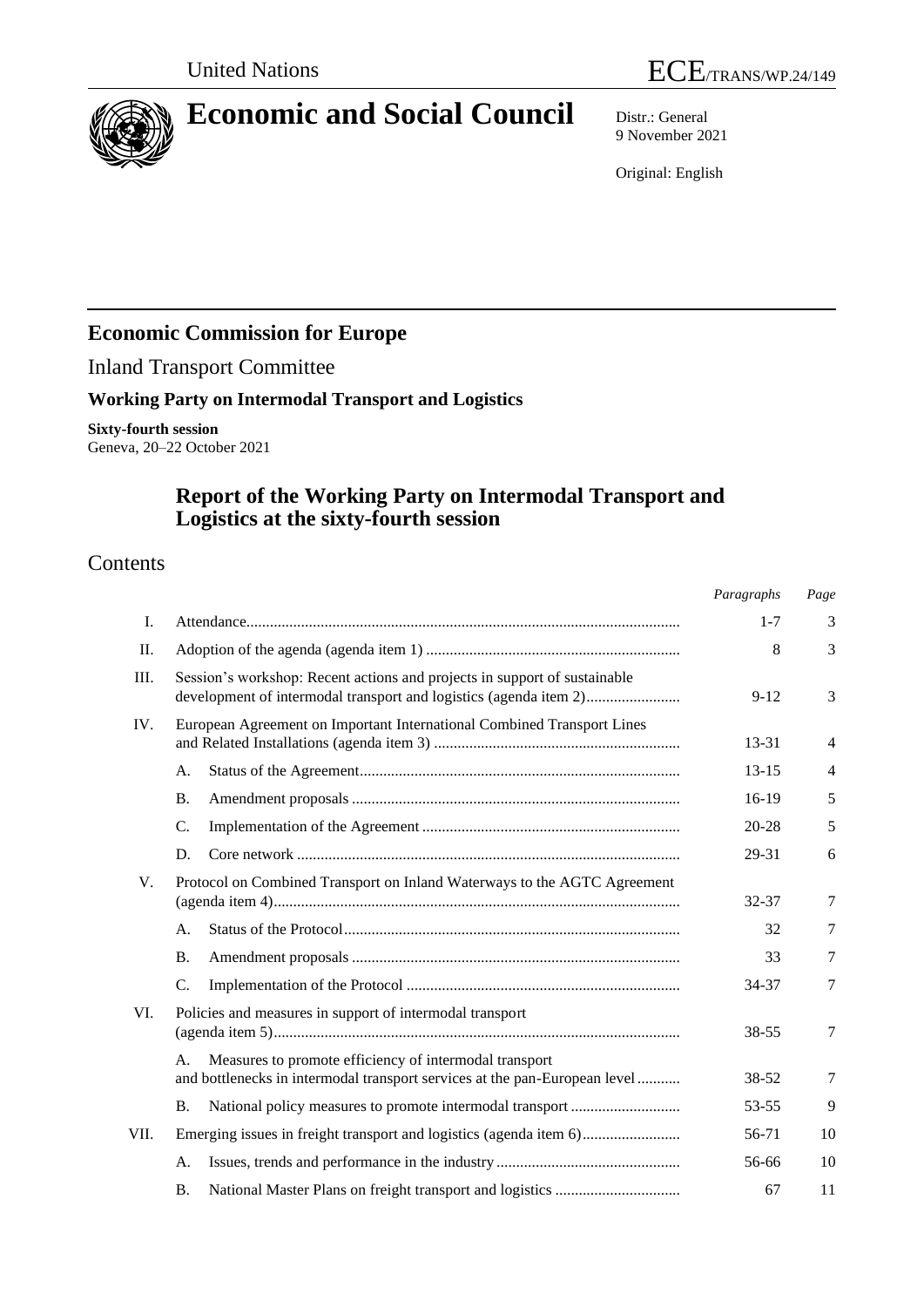United Nations

ECE/TRANS/WP.24/149

# Economic and Social Council

Distr.: General
9 November 2021

Original: English

## Economic Commission for Europe

Inland Transport Committee

### Working Party on Intermodal Transport and Logistics

**Sixty-fourth session**
Geneva, 20–22 October 2021

## Report of the Working Party on Intermodal Transport and Logistics at the sixty-fourth session

## Contents

| | | | *Paragraphs* | *Page* |
|---|---|---|---|---|
| I. | Attendance | | 1-7 | 3 |
| II. | Adoption of the agenda (agenda item 1) | | 8 | 3 |
| III. | Session's workshop: Recent actions and projects in support of sustainable development of intermodal transport and logistics (agenda item 2) | | 9-12 | 3 |
| IV. | European Agreement on Important International Combined Transport Lines and Related Installations (agenda item 3) | | 13-31 | 4 |
| | A. | Status of the Agreement | 13-15 | 4 |
| | B. | Amendment proposals | 16-19 | 5 |
| | C. | Implementation of the Agreement | 20-28 | 5 |
| | D. | Core network | 29-31 | 6 |
| V. | Protocol on Combined Transport on Inland Waterways to the AGTC Agreement (agenda item 4) | | 32-37 | 7 |
| | A. | Status of the Protocol | 32 | 7 |
| | B. | Amendment proposals | 33 | 7 |
| | C. | Implementation of the Protocol | 34-37 | 7 |
| VI. | Policies and measures in support of intermodal transport (agenda item 5) | | 38-55 | 7 |
| | A. | Measures to promote efficiency of intermodal transport and bottlenecks in intermodal transport services at the pan-European level | 38-52 | 7 |
| | B. | National policy measures to promote intermodal transport | 53-55 | 9 |
| VII. | Emerging issues in freight transport and logistics (agenda item 6) | | 56-71 | 10 |
| | A. | Issues, trends and performance in the industry | 56-66 | 10 |
| | B. | National Master Plans on freight transport and logistics | 67 | 11 |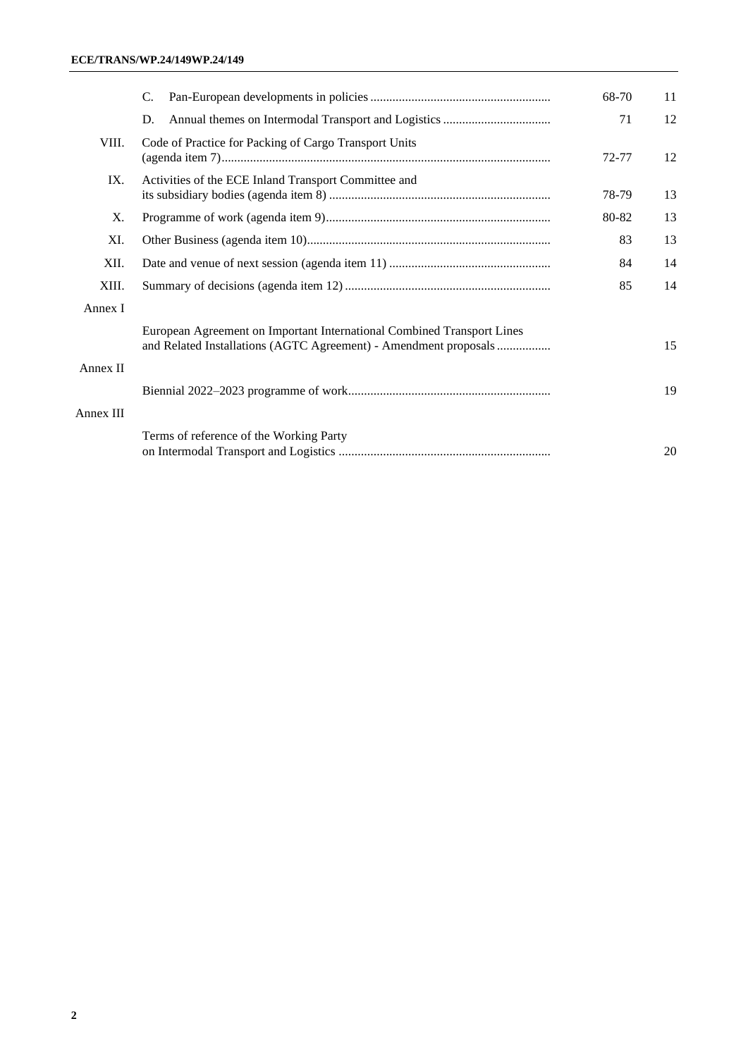| | | Paragraphs | Page |
|---|---|---|---|
| | C. Pan-European developments in policies | 68-70 | 11 |
| | D. Annual themes on Intermodal Transport and Logistics | 71 | 12 |
| VIII. | Code of Practice for Packing of Cargo Transport Units (agenda item 7) | 72-77 | 12 |
| IX. | Activities of the ECE Inland Transport Committee and its subsidiary bodies (agenda item 8) | 78-79 | 13 |
| X. | Programme of work (agenda item 9) | 80-82 | 13 |
| XI. | Other Business (agenda item 10) | 83 | 13 |
| XII. | Date and venue of next session (agenda item 11) | 84 | 14 |
| XIII. | Summary of decisions (agenda item 12) | 85 | 14 |
| Annex I | | | |
| | European Agreement on Important International Combined Transport Lines and Related Installations (AGTC Agreement) - Amendment proposals | | 15 |
| Annex II | | | |
| | Biennial 2022–2023 programme of work | | 19 |
| Annex III | | | |
| | Terms of reference of the Working Party on Intermodal Transport and Logistics | | 20 |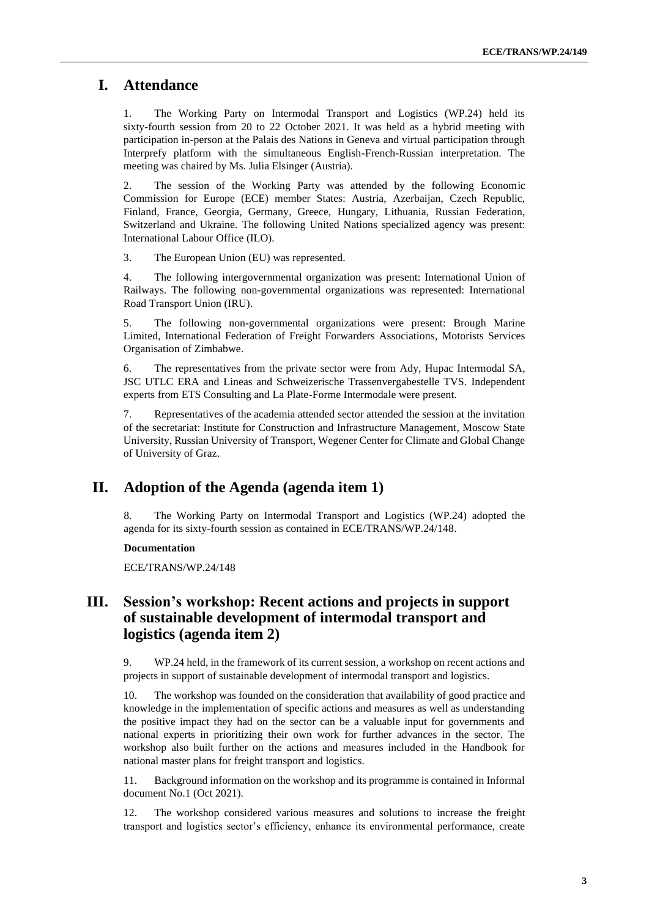# I. Attendance

1. The Working Party on Intermodal Transport and Logistics (WP.24) held its sixty-fourth session from 20 to 22 October 2021. It was held as a hybrid meeting with participation in-person at the Palais des Nations in Geneva and virtual participation through Interprefy platform with the simultaneous English-French-Russian interpretation. The meeting was chaired by Ms. Julia Elsinger (Austria).

2. The session of the Working Party was attended by the following Economic Commission for Europe (ECE) member States: Austria, Azerbaijan, Czech Republic, Finland, France, Georgia, Germany, Greece, Hungary, Lithuania, Russian Federation, Switzerland and Ukraine. The following United Nations specialized agency was present: International Labour Office (ILO).

3. The European Union (EU) was represented.

4. The following intergovernmental organization was present: International Union of Railways. The following non-governmental organizations was represented: International Road Transport Union (IRU).

5. The following non-governmental organizations were present: Brough Marine Limited, International Federation of Freight Forwarders Associations, Motorists Services Organisation of Zimbabwe.

6. The representatives from the private sector were from Ady, Hupac Intermodal SA, JSC UTLC ERA and Lineas and Schweizerische Trassenvergabestelle TVS. Independent experts from ETS Consulting and La Plate-Forme Intermodale were present.

7. Representatives of the academia attended sector attended the session at the invitation of the secretariat: Institute for Construction and Infrastructure Management, Moscow State University, Russian University of Transport, Wegener Center for Climate and Global Change of University of Graz.

# II. Adoption of the Agenda (agenda item 1)

8. The Working Party on Intermodal Transport and Logistics (WP.24) adopted the agenda for its sixty-fourth session as contained in ECE/TRANS/WP.24/148.

**Documentation**

ECE/TRANS/WP.24/148

# III. Session's workshop: Recent actions and projects in support of sustainable development of intermodal transport and logistics (agenda item 2)

9. WP.24 held, in the framework of its current session, a workshop on recent actions and projects in support of sustainable development of intermodal transport and logistics.

10. The workshop was founded on the consideration that availability of good practice and knowledge in the implementation of specific actions and measures as well as understanding the positive impact they had on the sector can be a valuable input for governments and national experts in prioritizing their own work for further advances in the sector. The workshop also built further on the actions and measures included in the Handbook for national master plans for freight transport and logistics.

11. Background information on the workshop and its programme is contained in Informal document No.1 (Oct 2021).

12. The workshop considered various measures and solutions to increase the freight transport and logistics sector's efficiency, enhance its environmental performance, create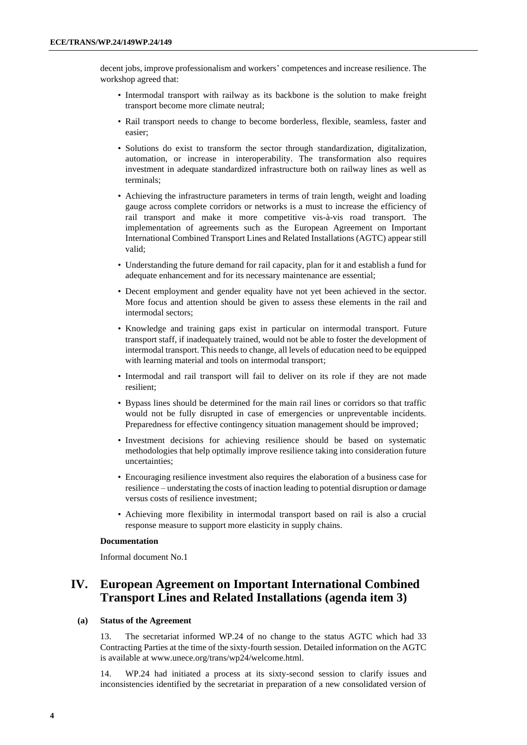decent jobs, improve professionalism and workers' competences and increase resilience. The workshop agreed that:

- Intermodal transport with railway as its backbone is the solution to make freight transport become more climate neutral;
- Rail transport needs to change to become borderless, flexible, seamless, faster and easier;
- Solutions do exist to transform the sector through standardization, digitalization, automation, or increase in interoperability. The transformation also requires investment in adequate standardized infrastructure both on railway lines as well as terminals;
- Achieving the infrastructure parameters in terms of train length, weight and loading gauge across complete corridors or networks is a must to increase the efficiency of rail transport and make it more competitive vis-à-vis road transport. The implementation of agreements such as the European Agreement on Important International Combined Transport Lines and Related Installations (AGTC) appear still valid;
- Understanding the future demand for rail capacity, plan for it and establish a fund for adequate enhancement and for its necessary maintenance are essential;
- Decent employment and gender equality have not yet been achieved in the sector. More focus and attention should be given to assess these elements in the rail and intermodal sectors;
- Knowledge and training gaps exist in particular on intermodal transport. Future transport staff, if inadequately trained, would not be able to foster the development of intermodal transport. This needs to change, all levels of education need to be equipped with learning material and tools on intermodal transport;
- Intermodal and rail transport will fail to deliver on its role if they are not made resilient;
- Bypass lines should be determined for the main rail lines or corridors so that traffic would not be fully disrupted in case of emergencies or unpreventable incidents. Preparedness for effective contingency situation management should be improved;
- Investment decisions for achieving resilience should be based on systematic methodologies that help optimally improve resilience taking into consideration future uncertainties;
- Encouraging resilience investment also requires the elaboration of a business case for resilience – understating the costs of inaction leading to potential disruption or damage versus costs of resilience investment;
- Achieving more flexibility in intermodal transport based on rail is also a crucial response measure to support more elasticity in supply chains.

**Documentation**

Informal document No.1

# IV. European Agreement on Important International Combined Transport Lines and Related Installations (agenda item 3)

## (a) Status of the Agreement

13. The secretariat informed WP.24 of no change to the status AGTC which had 33 Contracting Parties at the time of the sixty-fourth session. Detailed information on the AGTC is available at www.unece.org/trans/wp24/welcome.html.

14. WP.24 had initiated a process at its sixty-second session to clarify issues and inconsistencies identified by the secretariat in preparation of a new consolidated version of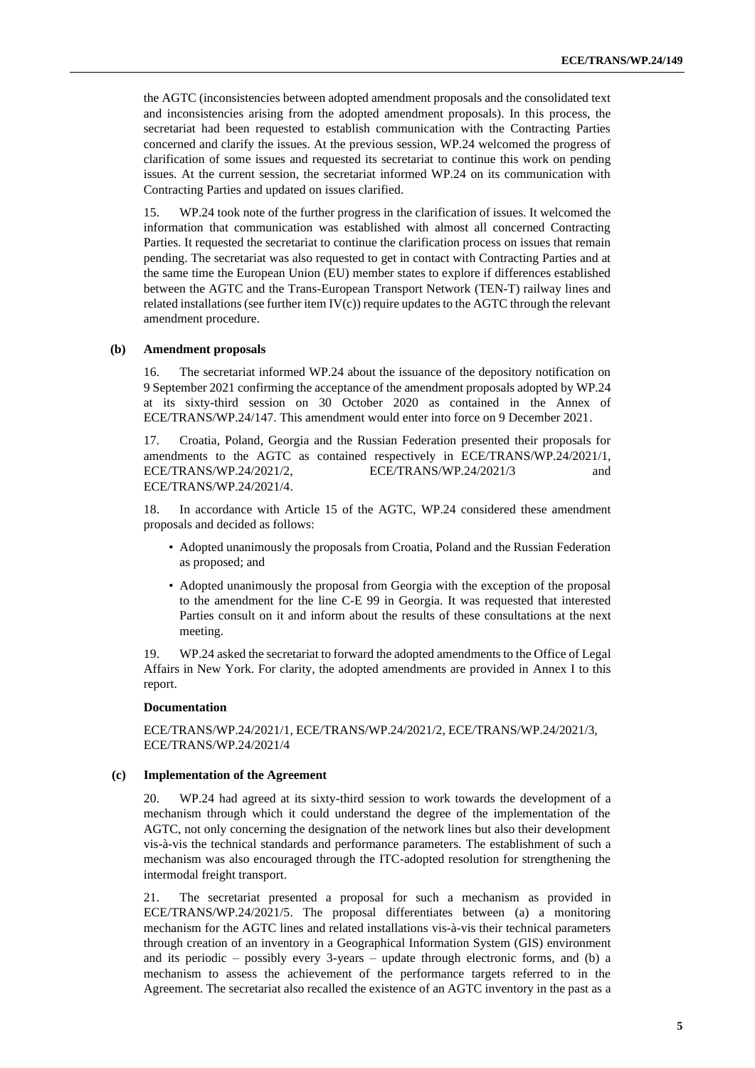the AGTC (inconsistencies between adopted amendment proposals and the consolidated text and inconsistencies arising from the adopted amendment proposals). In this process, the secretariat had been requested to establish communication with the Contracting Parties concerned and clarify the issues. At the previous session, WP.24 welcomed the progress of clarification of some issues and requested its secretariat to continue this work on pending issues. At the current session, the secretariat informed WP.24 on its communication with Contracting Parties and updated on issues clarified.

15. WP.24 took note of the further progress in the clarification of issues. It welcomed the information that communication was established with almost all concerned Contracting Parties. It requested the secretariat to continue the clarification process on issues that remain pending. The secretariat was also requested to get in contact with Contracting Parties and at the same time the European Union (EU) member states to explore if differences established between the AGTC and the Trans-European Transport Network (TEN-T) railway lines and related installations (see further item IV(c)) require updates to the AGTC through the relevant amendment procedure.

### (b) Amendment proposals

16. The secretariat informed WP.24 about the issuance of the depository notification on 9 September 2021 confirming the acceptance of the amendment proposals adopted by WP.24 at its sixty-third session on 30 October 2020 as contained in the Annex of ECE/TRANS/WP.24/147. This amendment would enter into force on 9 December 2021.

17. Croatia, Poland, Georgia and the Russian Federation presented their proposals for amendments to the AGTC as contained respectively in ECE/TRANS/WP.24/2021/1, ECE/TRANS/WP.24/2021/2, ECE/TRANS/WP.24/2021/3 and ECE/TRANS/WP.24/2021/4.

18. In accordance with Article 15 of the AGTC, WP.24 considered these amendment proposals and decided as follows:

- Adopted unanimously the proposals from Croatia, Poland and the Russian Federation as proposed; and
- Adopted unanimously the proposal from Georgia with the exception of the proposal to the amendment for the line C-E 99 in Georgia. It was requested that interested Parties consult on it and inform about the results of these consultations at the next meeting.

19. WP.24 asked the secretariat to forward the adopted amendments to the Office of Legal Affairs in New York. For clarity, the adopted amendments are provided in Annex I to this report.

**Documentation**

ECE/TRANS/WP.24/2021/1, ECE/TRANS/WP.24/2021/2, ECE/TRANS/WP.24/2021/3, ECE/TRANS/WP.24/2021/4

### (c) Implementation of the Agreement

20. WP.24 had agreed at its sixty-third session to work towards the development of a mechanism through which it could understand the degree of the implementation of the AGTC, not only concerning the designation of the network lines but also their development vis-à-vis the technical standards and performance parameters. The establishment of such a mechanism was also encouraged through the ITC-adopted resolution for strengthening the intermodal freight transport.

21. The secretariat presented a proposal for such a mechanism as provided in ECE/TRANS/WP.24/2021/5. The proposal differentiates between (a) a monitoring mechanism for the AGTC lines and related installations vis-à-vis their technical parameters through creation of an inventory in a Geographical Information System (GIS) environment and its periodic – possibly every 3-years – update through electronic forms, and (b) a mechanism to assess the achievement of the performance targets referred to in the Agreement. The secretariat also recalled the existence of an AGTC inventory in the past as a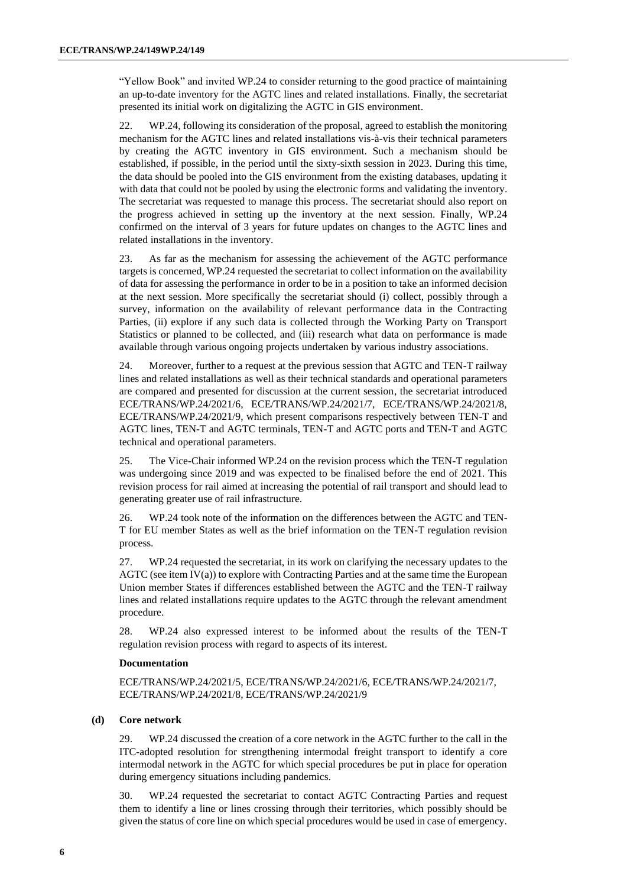"Yellow Book" and invited WP.24 to consider returning to the good practice of maintaining an up-to-date inventory for the AGTC lines and related installations. Finally, the secretariat presented its initial work on digitalizing the AGTC in GIS environment.

22. WP.24, following its consideration of the proposal, agreed to establish the monitoring mechanism for the AGTC lines and related installations vis-à-vis their technical parameters by creating the AGTC inventory in GIS environment. Such a mechanism should be established, if possible, in the period until the sixty-sixth session in 2023. During this time, the data should be pooled into the GIS environment from the existing databases, updating it with data that could not be pooled by using the electronic forms and validating the inventory. The secretariat was requested to manage this process. The secretariat should also report on the progress achieved in setting up the inventory at the next session. Finally, WP.24 confirmed on the interval of 3 years for future updates on changes to the AGTC lines and related installations in the inventory.

23. As far as the mechanism for assessing the achievement of the AGTC performance targets is concerned, WP.24 requested the secretariat to collect information on the availability of data for assessing the performance in order to be in a position to take an informed decision at the next session. More specifically the secretariat should (i) collect, possibly through a survey, information on the availability of relevant performance data in the Contracting Parties, (ii) explore if any such data is collected through the Working Party on Transport Statistics or planned to be collected, and (iii) research what data on performance is made available through various ongoing projects undertaken by various industry associations.

24. Moreover, further to a request at the previous session that AGTC and TEN-T railway lines and related installations as well as their technical standards and operational parameters are compared and presented for discussion at the current session, the secretariat introduced ECE/TRANS/WP.24/2021/6, ECE/TRANS/WP.24/2021/7, ECE/TRANS/WP.24/2021/8, ECE/TRANS/WP.24/2021/9, which present comparisons respectively between TEN-T and AGTC lines, TEN-T and AGTC terminals, TEN-T and AGTC ports and TEN-T and AGTC technical and operational parameters.

25. The Vice-Chair informed WP.24 on the revision process which the TEN-T regulation was undergoing since 2019 and was expected to be finalised before the end of 2021. This revision process for rail aimed at increasing the potential of rail transport and should lead to generating greater use of rail infrastructure.

26. WP.24 took note of the information on the differences between the AGTC and TEN-T for EU member States as well as the brief information on the TEN-T regulation revision process.

27. WP.24 requested the secretariat, in its work on clarifying the necessary updates to the AGTC (see item IV(a)) to explore with Contracting Parties and at the same time the European Union member States if differences established between the AGTC and the TEN-T railway lines and related installations require updates to the AGTC through the relevant amendment procedure.

28. WP.24 also expressed interest to be informed about the results of the TEN-T regulation revision process with regard to aspects of its interest.

**Documentation**

ECE/TRANS/WP.24/2021/5, ECE/TRANS/WP.24/2021/6, ECE/TRANS/WP.24/2021/7, ECE/TRANS/WP.24/2021/8, ECE/TRANS/WP.24/2021/9

### (d) Core network

29. WP.24 discussed the creation of a core network in the AGTC further to the call in the ITC-adopted resolution for strengthening intermodal freight transport to identify a core intermodal network in the AGTC for which special procedures be put in place for operation during emergency situations including pandemics.

30. WP.24 requested the secretariat to contact AGTC Contracting Parties and request them to identify a line or lines crossing through their territories, which possibly should be given the status of core line on which special procedures would be used in case of emergency.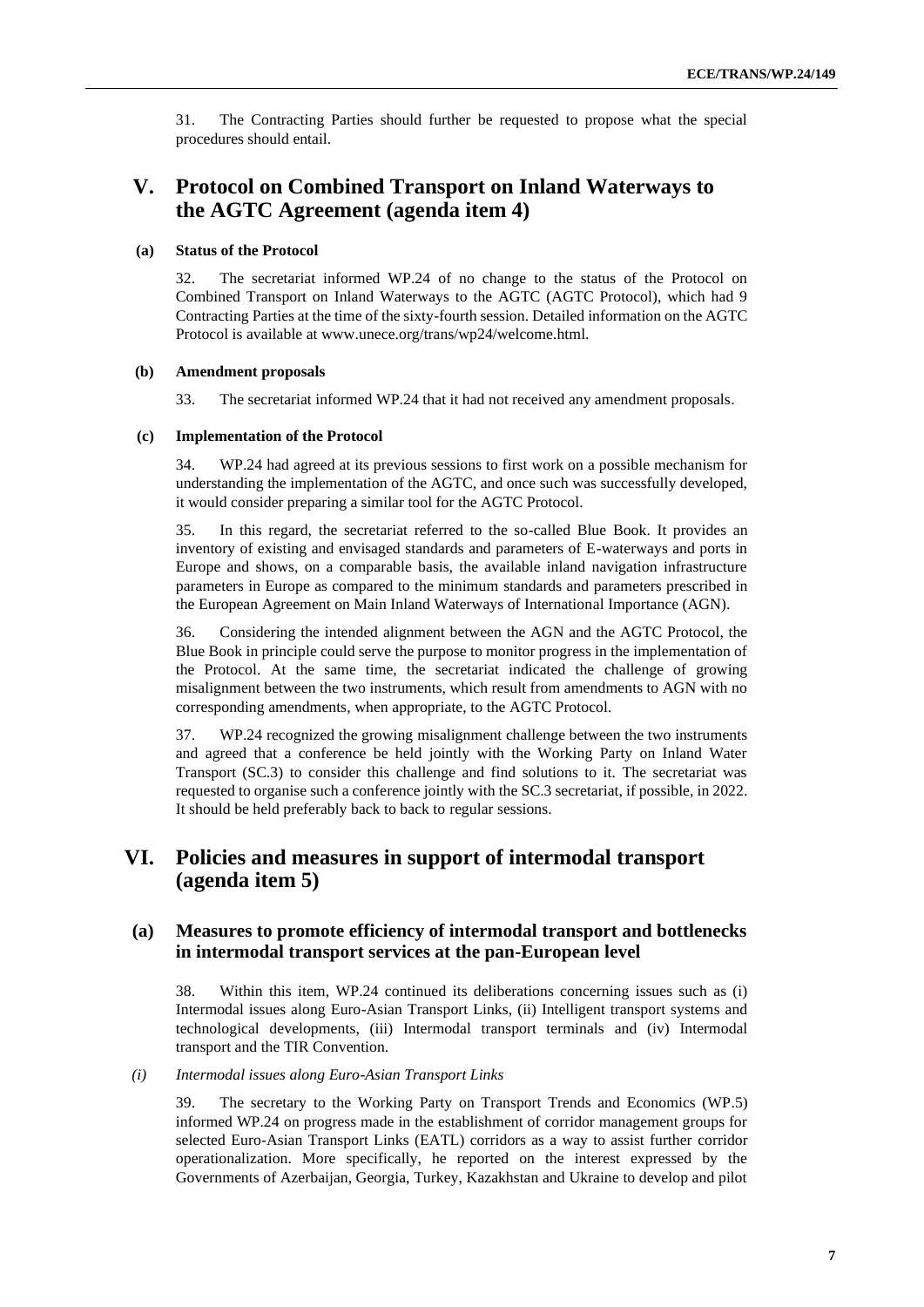31. The Contracting Parties should further be requested to propose what the special procedures should entail.

# V. Protocol on Combined Transport on Inland Waterways to the AGTC Agreement (agenda item 4)

### (a) Status of the Protocol

32. The secretariat informed WP.24 of no change to the status of the Protocol on Combined Transport on Inland Waterways to the AGTC (AGTC Protocol), which had 9 Contracting Parties at the time of the sixty-fourth session. Detailed information on the AGTC Protocol is available at www.unece.org/trans/wp24/welcome.html.

### (b) Amendment proposals

33. The secretariat informed WP.24 that it had not received any amendment proposals.

### (c) Implementation of the Protocol

34. WP.24 had agreed at its previous sessions to first work on a possible mechanism for understanding the implementation of the AGTC, and once such was successfully developed, it would consider preparing a similar tool for the AGTC Protocol.

35. In this regard, the secretariat referred to the so-called Blue Book. It provides an inventory of existing and envisaged standards and parameters of E-waterways and ports in Europe and shows, on a comparable basis, the available inland navigation infrastructure parameters in Europe as compared to the minimum standards and parameters prescribed in the European Agreement on Main Inland Waterways of International Importance (AGN).

36. Considering the intended alignment between the AGN and the AGTC Protocol, the Blue Book in principle could serve the purpose to monitor progress in the implementation of the Protocol. At the same time, the secretariat indicated the challenge of growing misalignment between the two instruments, which result from amendments to AGN with no corresponding amendments, when appropriate, to the AGTC Protocol.

37. WP.24 recognized the growing misalignment challenge between the two instruments and agreed that a conference be held jointly with the Working Party on Inland Water Transport (SC.3) to consider this challenge and find solutions to it. The secretariat was requested to organise such a conference jointly with the SC.3 secretariat, if possible, in 2022. It should be held preferably back to back to regular sessions.

# VI. Policies and measures in support of intermodal transport (agenda item 5)

## (a) Measures to promote efficiency of intermodal transport and bottlenecks in intermodal transport services at the pan-European level

38. Within this item, WP.24 continued its deliberations concerning issues such as (i) Intermodal issues along Euro-Asian Transport Links, (ii) Intelligent transport systems and technological developments, (iii) Intermodal transport terminals and (iv) Intermodal transport and the TIR Convention.

*(i) Intermodal issues along Euro-Asian Transport Links*

39. The secretary to the Working Party on Transport Trends and Economics (WP.5) informed WP.24 on progress made in the establishment of corridor management groups for selected Euro-Asian Transport Links (EATL) corridors as a way to assist further corridor operationalization. More specifically, he reported on the interest expressed by the Governments of Azerbaijan, Georgia, Turkey, Kazakhstan and Ukraine to develop and pilot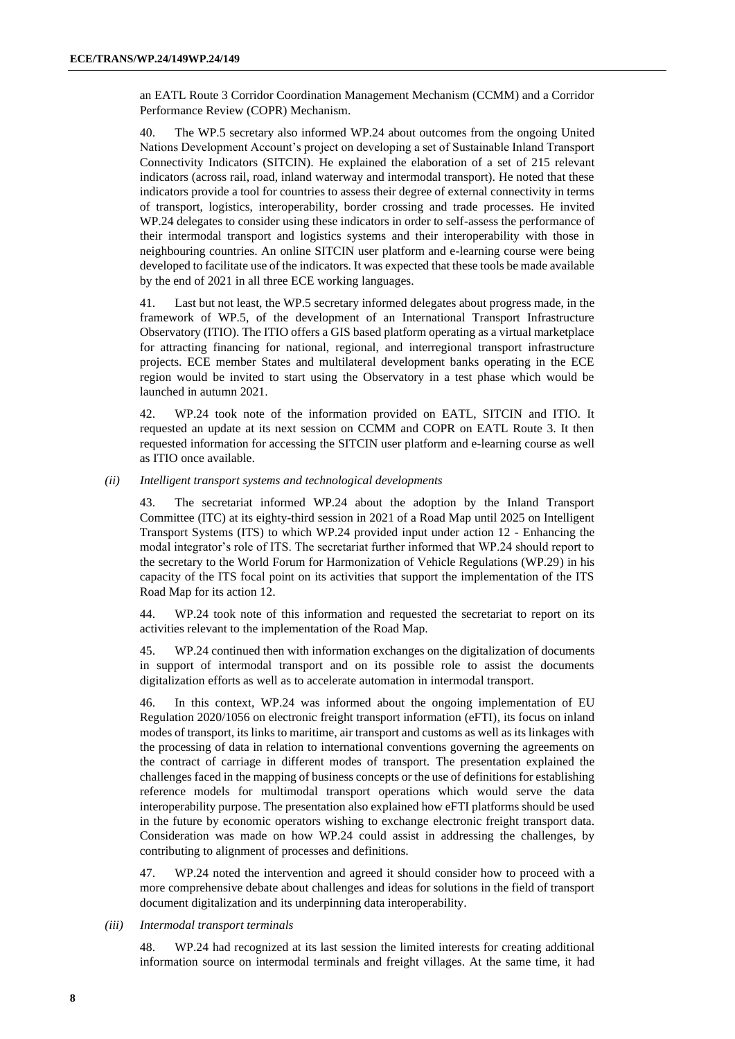an EATL Route 3 Corridor Coordination Management Mechanism (CCMM) and a Corridor Performance Review (COPR) Mechanism.

40. The WP.5 secretary also informed WP.24 about outcomes from the ongoing United Nations Development Account's project on developing a set of Sustainable Inland Transport Connectivity Indicators (SITCIN). He explained the elaboration of a set of 215 relevant indicators (across rail, road, inland waterway and intermodal transport). He noted that these indicators provide a tool for countries to assess their degree of external connectivity in terms of transport, logistics, interoperability, border crossing and trade processes. He invited WP.24 delegates to consider using these indicators in order to self-assess the performance of their intermodal transport and logistics systems and their interoperability with those in neighbouring countries. An online SITCIN user platform and e-learning course were being developed to facilitate use of the indicators. It was expected that these tools be made available by the end of 2021 in all three ECE working languages.

41. Last but not least, the WP.5 secretary informed delegates about progress made, in the framework of WP.5, of the development of an International Transport Infrastructure Observatory (ITIO). The ITIO offers a GIS based platform operating as a virtual marketplace for attracting financing for national, regional, and interregional transport infrastructure projects. ECE member States and multilateral development banks operating in the ECE region would be invited to start using the Observatory in a test phase which would be launched in autumn 2021.

42. WP.24 took note of the information provided on EATL, SITCIN and ITIO. It requested an update at its next session on CCMM and COPR on EATL Route 3. It then requested information for accessing the SITCIN user platform and e-learning course as well as ITIO once available.

*(ii) Intelligent transport systems and technological developments*

43. The secretariat informed WP.24 about the adoption by the Inland Transport Committee (ITC) at its eighty-third session in 2021 of a Road Map until 2025 on Intelligent Transport Systems (ITS) to which WP.24 provided input under action 12 - Enhancing the modal integrator's role of ITS. The secretariat further informed that WP.24 should report to the secretary to the World Forum for Harmonization of Vehicle Regulations (WP.29) in his capacity of the ITS focal point on its activities that support the implementation of the ITS Road Map for its action 12.

44. WP.24 took note of this information and requested the secretariat to report on its activities relevant to the implementation of the Road Map.

45. WP.24 continued then with information exchanges on the digitalization of documents in support of intermodal transport and on its possible role to assist the documents digitalization efforts as well as to accelerate automation in intermodal transport.

46. In this context, WP.24 was informed about the ongoing implementation of EU Regulation 2020/1056 on electronic freight transport information (eFTI), its focus on inland modes of transport, its links to maritime, air transport and customs as well as its linkages with the processing of data in relation to international conventions governing the agreements on the contract of carriage in different modes of transport. The presentation explained the challenges faced in the mapping of business concepts or the use of definitions for establishing reference models for multimodal transport operations which would serve the data interoperability purpose. The presentation also explained how eFTI platforms should be used in the future by economic operators wishing to exchange electronic freight transport data. Consideration was made on how WP.24 could assist in addressing the challenges, by contributing to alignment of processes and definitions.

47. WP.24 noted the intervention and agreed it should consider how to proceed with a more comprehensive debate about challenges and ideas for solutions in the field of transport document digitalization and its underpinning data interoperability.

*(iii) Intermodal transport terminals*

48. WP.24 had recognized at its last session the limited interests for creating additional information source on intermodal terminals and freight villages. At the same time, it had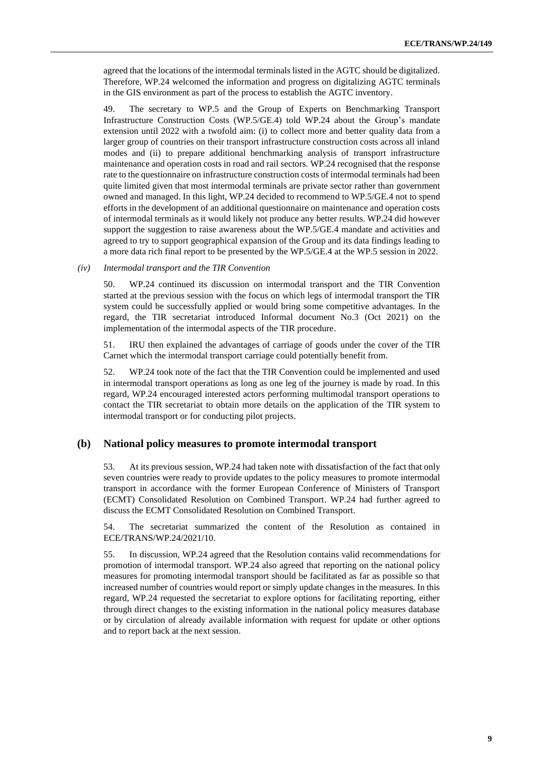agreed that the locations of the intermodal terminals listed in the AGTC should be digitalized. Therefore, WP.24 welcomed the information and progress on digitalizing AGTC terminals in the GIS environment as part of the process to establish the AGTC inventory.

49. The secretary to WP.5 and the Group of Experts on Benchmarking Transport Infrastructure Construction Costs (WP.5/GE.4) told WP.24 about the Group's mandate extension until 2022 with a twofold aim: (i) to collect more and better quality data from a larger group of countries on their transport infrastructure construction costs across all inland modes and (ii) to prepare additional benchmarking analysis of transport infrastructure maintenance and operation costs in road and rail sectors. WP.24 recognised that the response rate to the questionnaire on infrastructure construction costs of intermodal terminals had been quite limited given that most intermodal terminals are private sector rather than government owned and managed. In this light, WP.24 decided to recommend to WP.5/GE.4 not to spend efforts in the development of an additional questionnaire on maintenance and operation costs of intermodal terminals as it would likely not produce any better results. WP.24 did however support the suggestion to raise awareness about the WP.5/GE.4 mandate and activities and agreed to try to support geographical expansion of the Group and its data findings leading to a more data rich final report to be presented by the WP.5/GE.4 at the WP.5 session in 2022.

*(iv) Intermodal transport and the TIR Convention*

50. WP.24 continued its discussion on intermodal transport and the TIR Convention started at the previous session with the focus on which legs of intermodal transport the TIR system could be successfully applied or would bring some competitive advantages. In the regard, the TIR secretariat introduced Informal document No.3 (Oct 2021) on the implementation of the intermodal aspects of the TIR procedure.

51. IRU then explained the advantages of carriage of goods under the cover of the TIR Carnet which the intermodal transport carriage could potentially benefit from.

52. WP.24 took note of the fact that the TIR Convention could be implemented and used in intermodal transport operations as long as one leg of the journey is made by road. In this regard, WP.24 encouraged interested actors performing multimodal transport operations to contact the TIR secretariat to obtain more details on the application of the TIR system to intermodal transport or for conducting pilot projects.

## (b) National policy measures to promote intermodal transport

53. At its previous session, WP.24 had taken note with dissatisfaction of the fact that only seven countries were ready to provide updates to the policy measures to promote intermodal transport in accordance with the former European Conference of Ministers of Transport (ECMT) Consolidated Resolution on Combined Transport. WP.24 had further agreed to discuss the ECMT Consolidated Resolution on Combined Transport.

54. The secretariat summarized the content of the Resolution as contained in ECE/TRANS/WP.24/2021/10.

55. In discussion, WP.24 agreed that the Resolution contains valid recommendations for promotion of intermodal transport. WP.24 also agreed that reporting on the national policy measures for promoting intermodal transport should be facilitated as far as possible so that increased number of countries would report or simply update changes in the measures. In this regard, WP.24 requested the secretariat to explore options for facilitating reporting, either through direct changes to the existing information in the national policy measures database or by circulation of already available information with request for update or other options and to report back at the next session.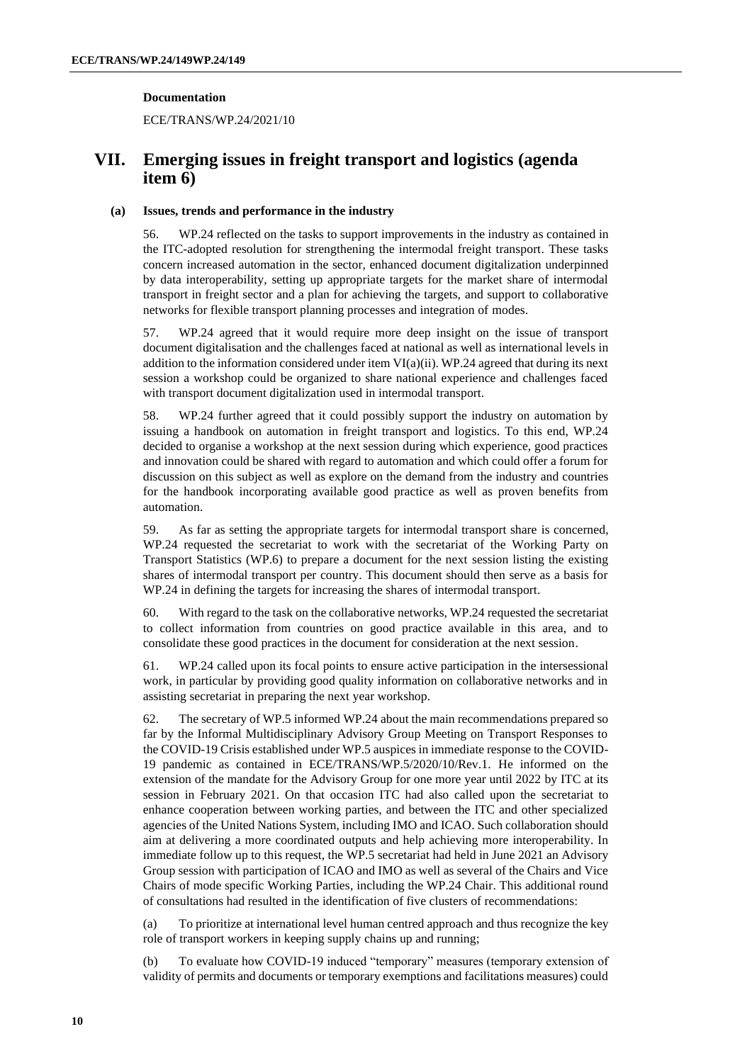**Documentation**

ECE/TRANS/WP.24/2021/10

# VII. Emerging issues in freight transport and logistics (agenda item 6)

## (a) Issues, trends and performance in the industry

56. WP.24 reflected on the tasks to support improvements in the industry as contained in the ITC-adopted resolution for strengthening the intermodal freight transport. These tasks concern increased automation in the sector, enhanced document digitalization underpinned by data interoperability, setting up appropriate targets for the market share of intermodal transport in freight sector and a plan for achieving the targets, and support to collaborative networks for flexible transport planning processes and integration of modes.

57. WP.24 agreed that it would require more deep insight on the issue of transport document digitalisation and the challenges faced at national as well as international levels in addition to the information considered under item VI(a)(ii). WP.24 agreed that during its next session a workshop could be organized to share national experience and challenges faced with transport document digitalization used in intermodal transport.

58. WP.24 further agreed that it could possibly support the industry on automation by issuing a handbook on automation in freight transport and logistics. To this end, WP.24 decided to organise a workshop at the next session during which experience, good practices and innovation could be shared with regard to automation and which could offer a forum for discussion on this subject as well as explore on the demand from the industry and countries for the handbook incorporating available good practice as well as proven benefits from automation.

59. As far as setting the appropriate targets for intermodal transport share is concerned, WP.24 requested the secretariat to work with the secretariat of the Working Party on Transport Statistics (WP.6) to prepare a document for the next session listing the existing shares of intermodal transport per country. This document should then serve as a basis for WP.24 in defining the targets for increasing the shares of intermodal transport.

60. With regard to the task on the collaborative networks, WP.24 requested the secretariat to collect information from countries on good practice available in this area, and to consolidate these good practices in the document for consideration at the next session.

61. WP.24 called upon its focal points to ensure active participation in the intersessional work, in particular by providing good quality information on collaborative networks and in assisting secretariat in preparing the next year workshop.

62. The secretary of WP.5 informed WP.24 about the main recommendations prepared so far by the Informal Multidisciplinary Advisory Group Meeting on Transport Responses to the COVID-19 Crisis established under WP.5 auspices in immediate response to the COVID-19 pandemic as contained in ECE/TRANS/WP.5/2020/10/Rev.1. He informed on the extension of the mandate for the Advisory Group for one more year until 2022 by ITC at its session in February 2021. On that occasion ITC had also called upon the secretariat to enhance cooperation between working parties, and between the ITC and other specialized agencies of the United Nations System, including IMO and ICAO. Such collaboration should aim at delivering a more coordinated outputs and help achieving more interoperability. In immediate follow up to this request, the WP.5 secretariat had held in June 2021 an Advisory Group session with participation of ICAO and IMO as well as several of the Chairs and Vice Chairs of mode specific Working Parties, including the WP.24 Chair. This additional round of consultations had resulted in the identification of five clusters of recommendations:

(a) To prioritize at international level human centred approach and thus recognize the key role of transport workers in keeping supply chains up and running;

(b) To evaluate how COVID-19 induced "temporary" measures (temporary extension of validity of permits and documents or temporary exemptions and facilitations measures) could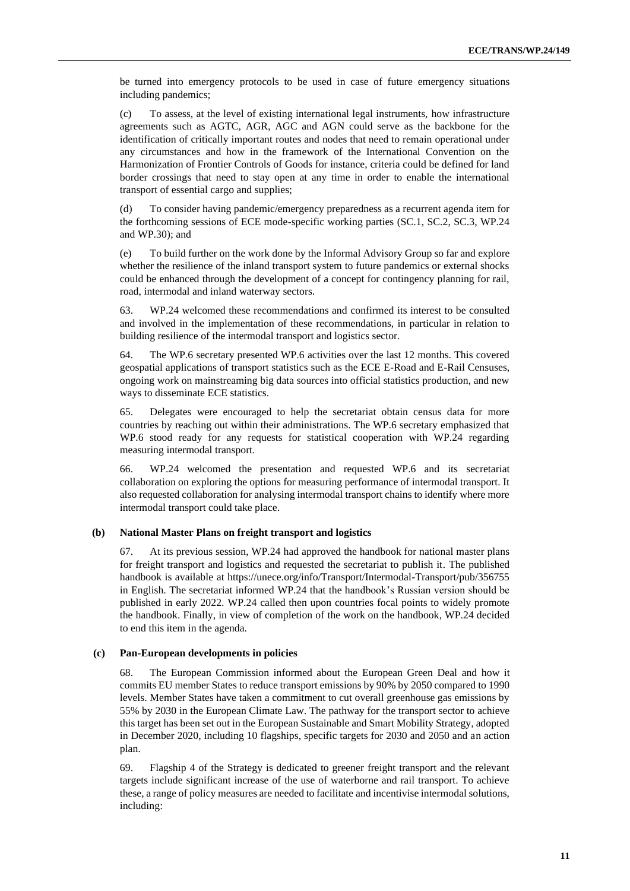be turned into emergency protocols to be used in case of future emergency situations including pandemics;

(c) To assess, at the level of existing international legal instruments, how infrastructure agreements such as AGTC, AGR, AGC and AGN could serve as the backbone for the identification of critically important routes and nodes that need to remain operational under any circumstances and how in the framework of the International Convention on the Harmonization of Frontier Controls of Goods for instance, criteria could be defined for land border crossings that need to stay open at any time in order to enable the international transport of essential cargo and supplies;

(d) To consider having pandemic/emergency preparedness as a recurrent agenda item for the forthcoming sessions of ECE mode-specific working parties (SC.1, SC.2, SC.3, WP.24 and WP.30); and

(e) To build further on the work done by the Informal Advisory Group so far and explore whether the resilience of the inland transport system to future pandemics or external shocks could be enhanced through the development of a concept for contingency planning for rail, road, intermodal and inland waterway sectors.

63. WP.24 welcomed these recommendations and confirmed its interest to be consulted and involved in the implementation of these recommendations, in particular in relation to building resilience of the intermodal transport and logistics sector.

64. The WP.6 secretary presented WP.6 activities over the last 12 months. This covered geospatial applications of transport statistics such as the ECE E-Road and E-Rail Censuses, ongoing work on mainstreaming big data sources into official statistics production, and new ways to disseminate ECE statistics.

65. Delegates were encouraged to help the secretariat obtain census data for more countries by reaching out within their administrations. The WP.6 secretary emphasized that WP.6 stood ready for any requests for statistical cooperation with WP.24 regarding measuring intermodal transport.

66. WP.24 welcomed the presentation and requested WP.6 and its secretariat collaboration on exploring the options for measuring performance of intermodal transport. It also requested collaboration for analysing intermodal transport chains to identify where more intermodal transport could take place.

### (b) National Master Plans on freight transport and logistics

67. At its previous session, WP.24 had approved the handbook for national master plans for freight transport and logistics and requested the secretariat to publish it. The published handbook is available at https://unece.org/info/Transport/Intermodal-Transport/pub/356755 in English. The secretariat informed WP.24 that the handbook's Russian version should be published in early 2022. WP.24 called then upon countries focal points to widely promote the handbook. Finally, in view of completion of the work on the handbook, WP.24 decided to end this item in the agenda.

### (c) Pan-European developments in policies

68. The European Commission informed about the European Green Deal and how it commits EU member States to reduce transport emissions by 90% by 2050 compared to 1990 levels. Member States have taken a commitment to cut overall greenhouse gas emissions by 55% by 2030 in the European Climate Law. The pathway for the transport sector to achieve this target has been set out in the European Sustainable and Smart Mobility Strategy, adopted in December 2020, including 10 flagships, specific targets for 2030 and 2050 and an action plan.

69. Flagship 4 of the Strategy is dedicated to greener freight transport and the relevant targets include significant increase of the use of waterborne and rail transport. To achieve these, a range of policy measures are needed to facilitate and incentivise intermodal solutions, including: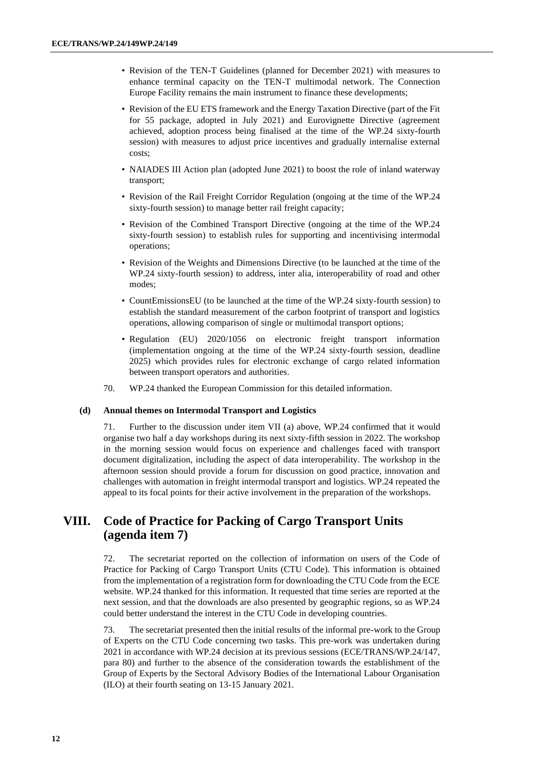- Revision of the TEN-T Guidelines (planned for December 2021) with measures to enhance terminal capacity on the TEN-T multimodal network. The Connection Europe Facility remains the main instrument to finance these developments;
- Revision of the EU ETS framework and the Energy Taxation Directive (part of the Fit for 55 package, adopted in July 2021) and Eurovignette Directive (agreement achieved, adoption process being finalised at the time of the WP.24 sixty-fourth session) with measures to adjust price incentives and gradually internalise external costs;
- NAIADES III Action plan (adopted June 2021) to boost the role of inland waterway transport;
- Revision of the Rail Freight Corridor Regulation (ongoing at the time of the WP.24 sixty-fourth session) to manage better rail freight capacity;
- Revision of the Combined Transport Directive (ongoing at the time of the WP.24 sixty-fourth session) to establish rules for supporting and incentivising intermodal operations;
- Revision of the Weights and Dimensions Directive (to be launched at the time of the WP.24 sixty-fourth session) to address, inter alia, interoperability of road and other modes;
- CountEmissionsEU (to be launched at the time of the WP.24 sixty-fourth session) to establish the standard measurement of the carbon footprint of transport and logistics operations, allowing comparison of single or multimodal transport options;
- Regulation (EU) 2020/1056 on electronic freight transport information (implementation ongoing at the time of the WP.24 sixty-fourth session, deadline 2025) which provides rules for electronic exchange of cargo related information between transport operators and authorities.

70. WP.24 thanked the European Commission for this detailed information.

### (d) Annual themes on Intermodal Transport and Logistics

71. Further to the discussion under item VII (a) above, WP.24 confirmed that it would organise two half a day workshops during its next sixty-fifth session in 2022. The workshop in the morning session would focus on experience and challenges faced with transport document digitalization, including the aspect of data interoperability. The workshop in the afternoon session should provide a forum for discussion on good practice, innovation and challenges with automation in freight intermodal transport and logistics. WP.24 repeated the appeal to its focal points for their active involvement in the preparation of the workshops.

## VIII. Code of Practice for Packing of Cargo Transport Units (agenda item 7)

72. The secretariat reported on the collection of information on users of the Code of Practice for Packing of Cargo Transport Units (CTU Code). This information is obtained from the implementation of a registration form for downloading the CTU Code from the ECE website. WP.24 thanked for this information. It requested that time series are reported at the next session, and that the downloads are also presented by geographic regions, so as WP.24 could better understand the interest in the CTU Code in developing countries.

73. The secretariat presented then the initial results of the informal pre-work to the Group of Experts on the CTU Code concerning two tasks. This pre-work was undertaken during 2021 in accordance with WP.24 decision at its previous sessions (ECE/TRANS/WP.24/147, para 80) and further to the absence of the consideration towards the establishment of the Group of Experts by the Sectoral Advisory Bodies of the International Labour Organisation (ILO) at their fourth seating on 13-15 January 2021.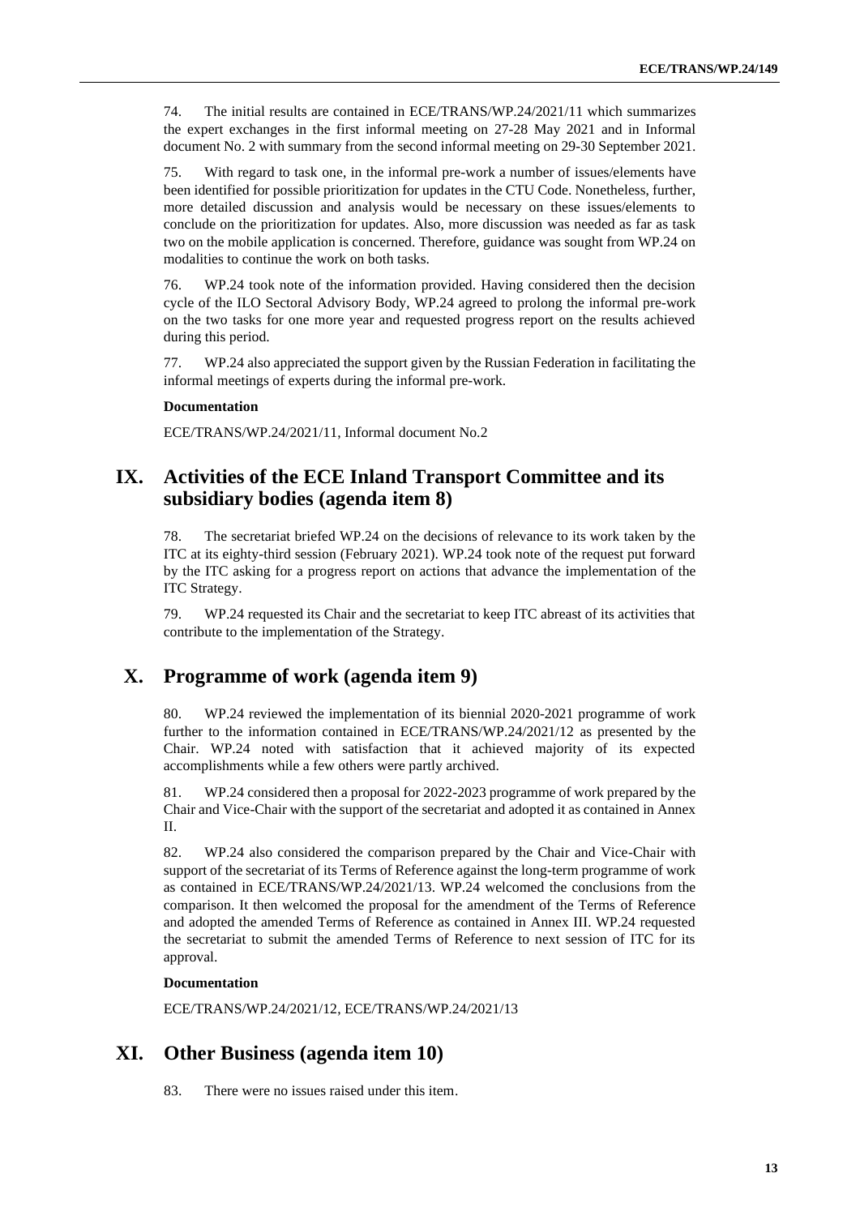74. The initial results are contained in ECE/TRANS/WP.24/2021/11 which summarizes the expert exchanges in the first informal meeting on 27-28 May 2021 and in Informal document No. 2 with summary from the second informal meeting on 29-30 September 2021.

75. With regard to task one, in the informal pre-work a number of issues/elements have been identified for possible prioritization for updates in the CTU Code. Nonetheless, further, more detailed discussion and analysis would be necessary on these issues/elements to conclude on the prioritization for updates. Also, more discussion was needed as far as task two on the mobile application is concerned. Therefore, guidance was sought from WP.24 on modalities to continue the work on both tasks.

76. WP.24 took note of the information provided. Having considered then the decision cycle of the ILO Sectoral Advisory Body, WP.24 agreed to prolong the informal pre-work on the two tasks for one more year and requested progress report on the results achieved during this period.

77. WP.24 also appreciated the support given by the Russian Federation in facilitating the informal meetings of experts during the informal pre-work.

**Documentation**

ECE/TRANS/WP.24/2021/11, Informal document No.2

## IX. Activities of the ECE Inland Transport Committee and its subsidiary bodies (agenda item 8)

78. The secretariat briefed WP.24 on the decisions of relevance to its work taken by the ITC at its eighty-third session (February 2021). WP.24 took note of the request put forward by the ITC asking for a progress report on actions that advance the implementation of the ITC Strategy.

79. WP.24 requested its Chair and the secretariat to keep ITC abreast of its activities that contribute to the implementation of the Strategy.

## X. Programme of work (agenda item 9)

80. WP.24 reviewed the implementation of its biennial 2020-2021 programme of work further to the information contained in ECE/TRANS/WP.24/2021/12 as presented by the Chair. WP.24 noted with satisfaction that it achieved majority of its expected accomplishments while a few others were partly archived.

81. WP.24 considered then a proposal for 2022-2023 programme of work prepared by the Chair and Vice-Chair with the support of the secretariat and adopted it as contained in Annex II.

82. WP.24 also considered the comparison prepared by the Chair and Vice-Chair with support of the secretariat of its Terms of Reference against the long-term programme of work as contained in ECE/TRANS/WP.24/2021/13. WP.24 welcomed the conclusions from the comparison. It then welcomed the proposal for the amendment of the Terms of Reference and adopted the amended Terms of Reference as contained in Annex III. WP.24 requested the secretariat to submit the amended Terms of Reference to next session of ITC for its approval.

**Documentation**

ECE/TRANS/WP.24/2021/12, ECE/TRANS/WP.24/2021/13

## XI. Other Business (agenda item 10)

83. There were no issues raised under this item.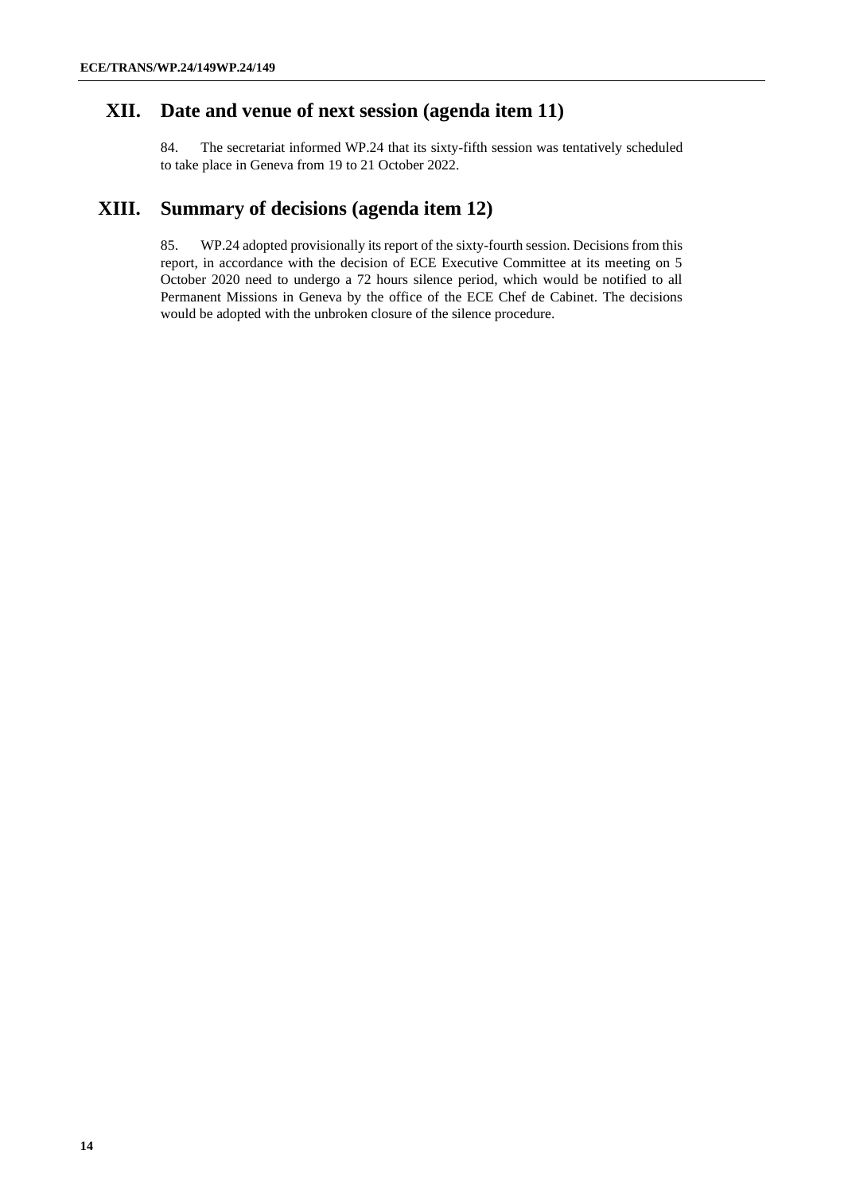## XII. Date and venue of next session (agenda item 11)

84. The secretariat informed WP.24 that its sixty-fifth session was tentatively scheduled to take place in Geneva from 19 to 21 October 2022.

## XIII. Summary of decisions (agenda item 12)

85. WP.24 adopted provisionally its report of the sixty-fourth session. Decisions from this report, in accordance with the decision of ECE Executive Committee at its meeting on 5 October 2020 need to undergo a 72 hours silence period, which would be notified to all Permanent Missions in Geneva by the office of the ECE Chef de Cabinet. The decisions would be adopted with the unbroken closure of the silence procedure.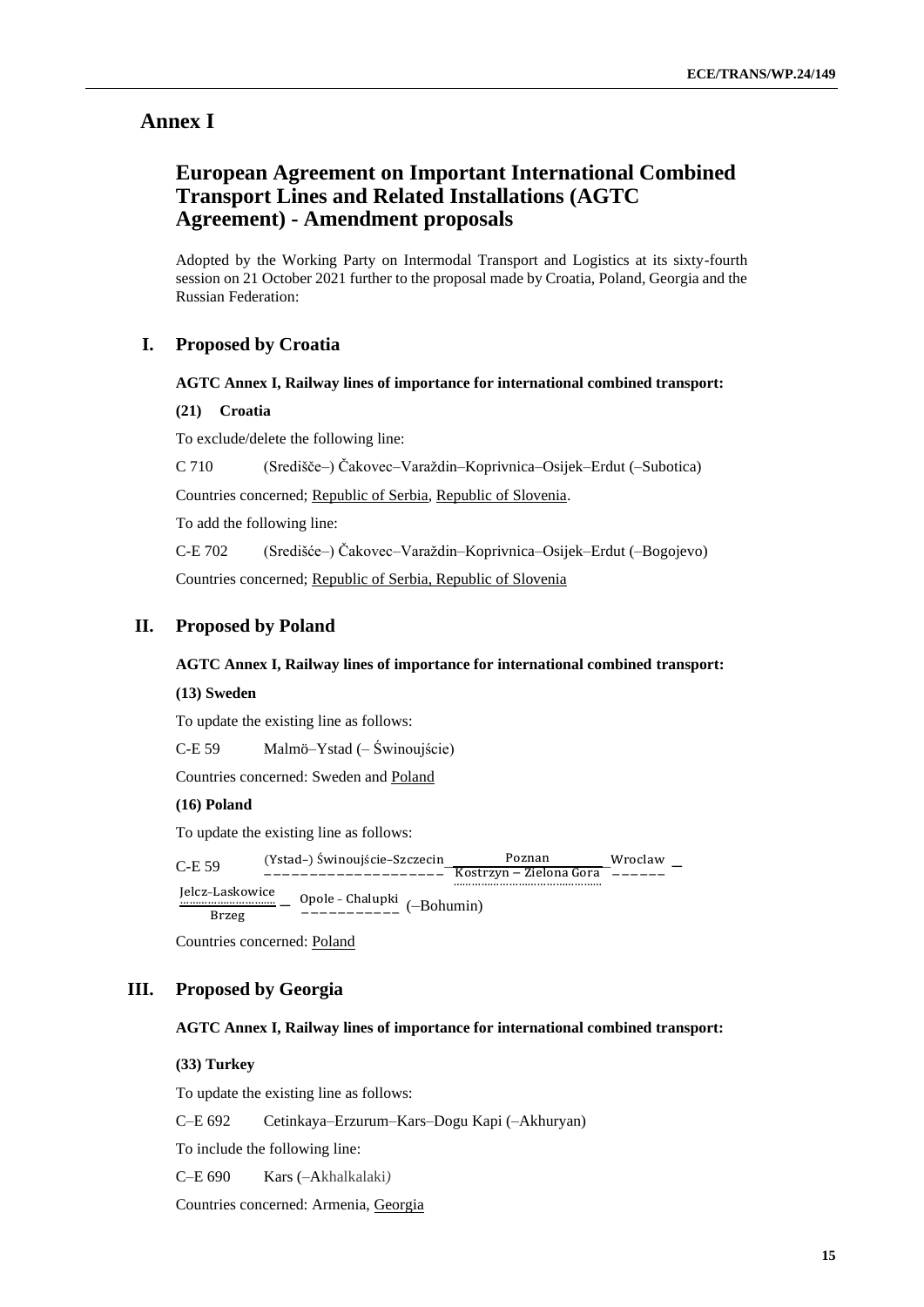# Annex I

## European Agreement on Important International Combined Transport Lines and Related Installations (AGTC Agreement) - Amendment proposals

Adopted by the Working Party on Intermodal Transport and Logistics at its sixty-fourth session on 21 October 2021 further to the proposal made by Croatia, Poland, Georgia and the Russian Federation:

## I. Proposed by Croatia

**AGTC Annex I, Railway lines of importance for international combined transport:**

**(21) Croatia**

To exclude/delete the following line:

C 710 (Središče–) Čakovec–Varaždin–Koprivnica–Osijek–Erdut (–Subotica)

Countries concerned; Republic of Serbia, Republic of Slovenia.

To add the following line:

C-E 702 (Središće–) Čakovec–Varaždin–Koprivnica–Osijek–Erdut (–Bogojevo)

Countries concerned; Republic of Serbia, Republic of Slovenia

## II. Proposed by Poland

**AGTC Annex I, Railway lines of importance for international combined transport:**

**(13) Sweden**

To update the existing line as follows:

C-E 59 Malmö–Ystad (– Świnoujście)

Countries concerned: Sweden and Poland

**(16) Poland**

To update the existing line as follows:

C-E 59 (Ystad–) Świnoujście–Szczecin – $\frac{\text{Poznan}}{\text{Kostrzyn – Zielona Gora}}$ – Wroclaw – $\frac{\text{Jelcz-Laskowice}}{\text{Brzeg}}$ – Opole - Chalupki (–Bohumin)

Countries concerned: Poland

## III. Proposed by Georgia

**AGTC Annex I, Railway lines of importance for international combined transport:**

**(33) Turkey**

To update the existing line as follows:

C–E 692 Cetinkaya–Erzurum–Kars–Dogu Kapi (–Akhuryan)

To include the following line:

C–E 690 Kars (–Akhalkalaki)

Countries concerned: Armenia, Georgia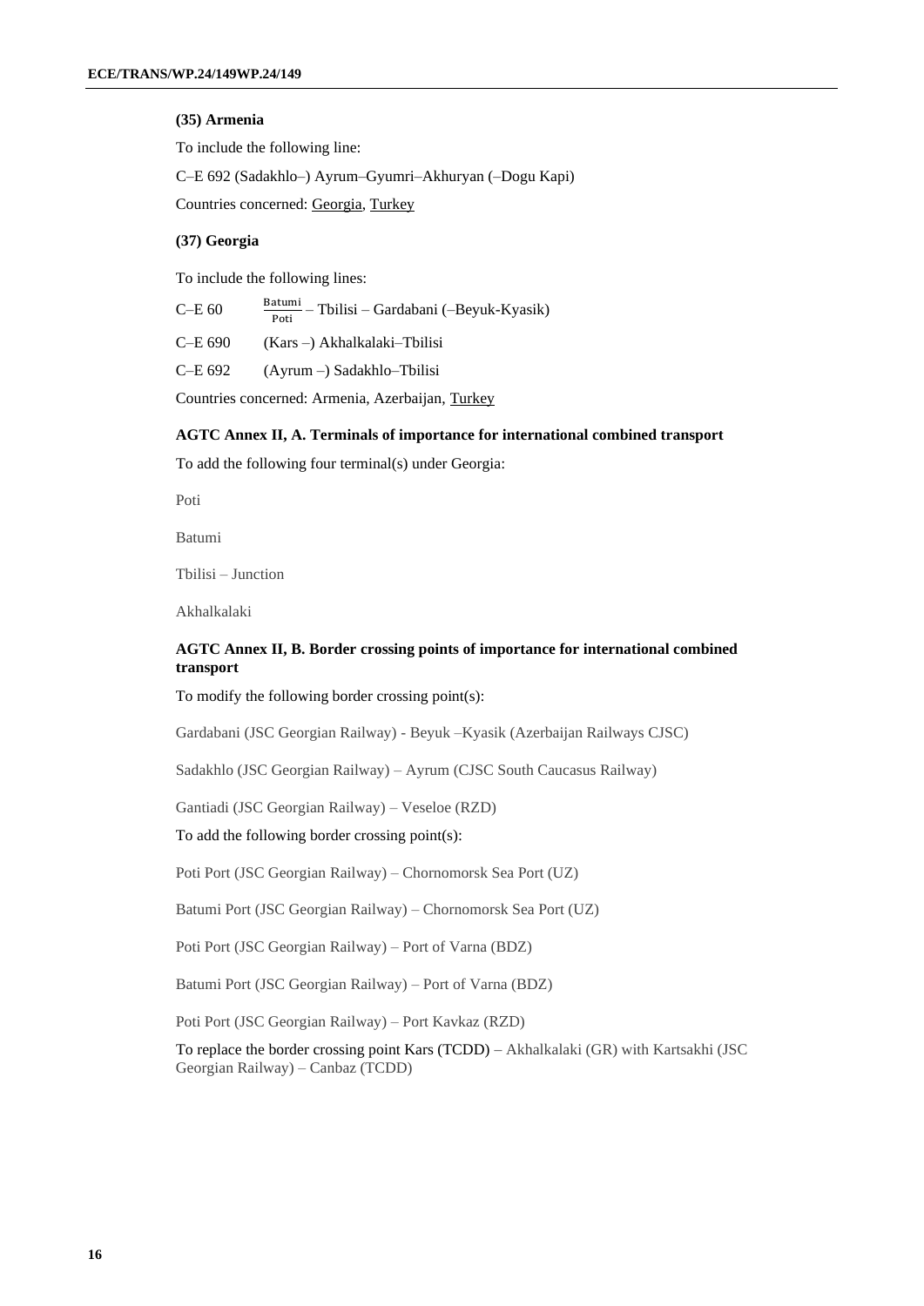**(35) Armenia**

To include the following line:

C–E 692 (Sadakhlo–) Ayrum–Gyumri–Akhuryan (–Dogu Kapi)

Countries concerned: Georgia, Turkey

**(37) Georgia**

To include the following lines:

C–E 60 $\frac{\text{Batumi}}{\text{Poti}}$ – Tbilisi – Gardabani (–Beyuk-Kyasik)

C–E 690 (Kars –) Akhalkalaki–Tbilisi

C–E 692 (Ayrum –) Sadakhlo–Tbilisi

Countries concerned: Armenia, Azerbaijan, Turkey

**AGTC Annex II, A. Terminals of importance for international combined transport**

To add the following four terminal(s) under Georgia:

Poti

Batumi

Tbilisi – Junction

Akhalkalaki

**AGTC Annex II, B. Border crossing points of importance for international combined transport**

To modify the following border crossing point(s):

Gardabani (JSC Georgian Railway) - Beyuk –Kyasik (Azerbaijan Railways CJSC)

Sadakhlo (JSC Georgian Railway) – Ayrum (CJSC South Caucasus Railway)

Gantiadi (JSC Georgian Railway) – Veseloe (RZD)

To add the following border crossing point(s):

Poti Port (JSC Georgian Railway) – Chornomorsk Sea Port (UZ)

Batumi Port (JSC Georgian Railway) – Chornomorsk Sea Port (UZ)

Poti Port (JSC Georgian Railway) – Port of Varna (BDZ)

Batumi Port (JSC Georgian Railway) – Port of Varna (BDZ)

Poti Port (JSC Georgian Railway) – Port Kavkaz (RZD)

To replace the border crossing point Kars (TCDD) – Akhalkalaki (GR) with Kartsakhi (JSC Georgian Railway) – Canbaz (TCDD)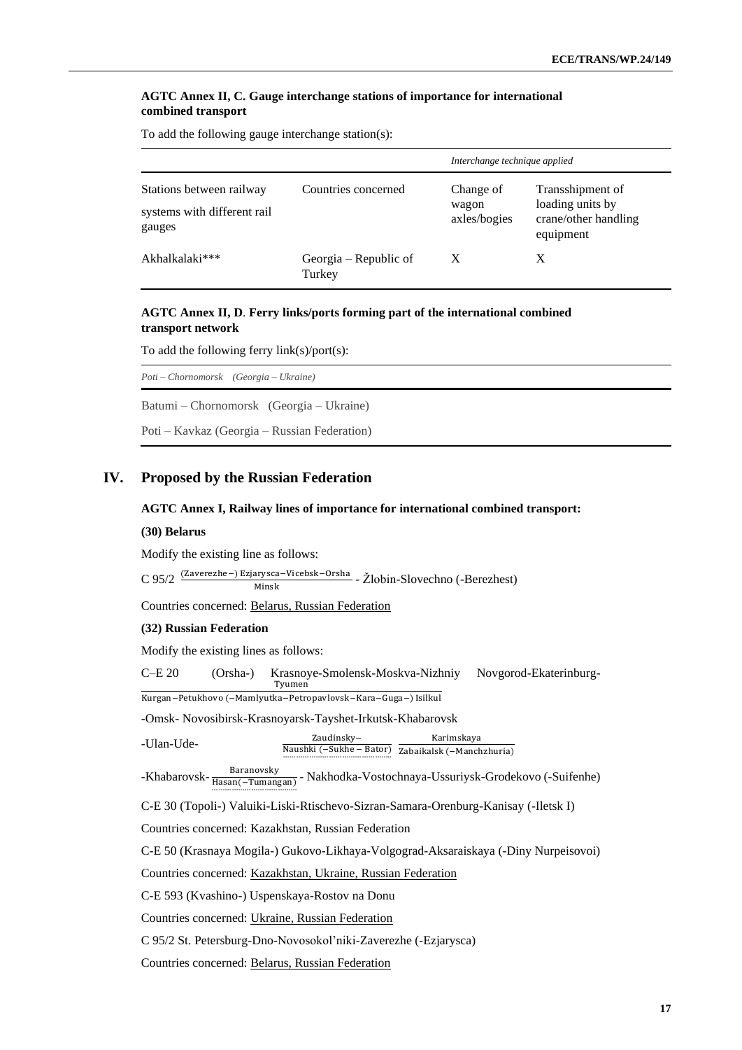**AGTC Annex II, C. Gauge interchange stations of importance for international combined transport**

To add the following gauge interchange station(s):

| | | Interchange technique applied | |
|---|---|---|---|
| Stations between railway systems with different rail gauges | Countries concerned | Change of wagon axles/bogies | Transshipment of loading units by crane/other handling equipment |
| Akhalkalaki*** | Georgia – Republic of Turkey | X | X |

**AGTC Annex II, D. Ferry links/ports forming part of the international combined transport network**

To add the following ferry link(s)/port(s):

*Poti – Chornomorsk (Georgia – Ukraine)*

Batumi – Chornomorsk (Georgia – Ukraine)

Poti – Kavkaz (Georgia – Russian Federation)

## IV. Proposed by the Russian Federation

**AGTC Annex I, Railway lines of importance for international combined transport:**

**(30) Belarus**

Modify the existing line as follows:

C 95/2 $\frac{\text{(Zaverezhe–) Ezjarysca–Vicebsk–Orsha}}{\text{Minsk}}$ - Žlobin-Slovechno (-Berezhest)

Countries concerned: Belarus, Russian Federation

**(32) Russian Federation**

Modify the existing lines as follows:

C–E 20 (Orsha-) Krasnoye-Smolensk-Moskva-Nizhniy Novgorod-Ekaterinburg-$\frac{\text{Tyumen}}{\text{Kurgan–Petukhovo (–Mamlyutka–Petropavlovsk–Kara–Guga–) Isilkul}}$

-Omsk- Novosibirsk-Krasnoyarsk-Tayshet-Irkutsk-Khabarovsk

-Ulan-Ude- $\frac{\text{Zaudinsky–}}{\text{Naushki (–Sukhe – Bator)}}$ $\frac{\text{Karimskaya}}{\text{Zabaikalsk (–Manchzhuria)}}$

-Khabarovsk- $\frac{\text{Baranovsky}}{\text{Hasan(–Tumangan)}}$ - Nakhodka-Vostochnaya-Ussuriysk-Grodekovo (-Suifenhe)

C-E 30 (Topoli-) Valuiki-Liski-Rtischevo-Sizran-Samara-Orenburg-Kanisay (-Iletsk I)

Countries concerned: Kazakhstan, Russian Federation

C-E 50 (Krasnaya Mogila-) Gukovo-Likhaya-Volgograd-Aksaraiskaya (-Diny Nurpeisovoi)

Countries concerned: Kazakhstan, Ukraine, Russian Federation

C-E 593 (Kvashino-) Uspenskaya-Rostov na Donu

Countries concerned: Ukraine, Russian Federation

C 95/2 St. Petersburg-Dno-Novosokol'niki-Zaverezhe (-Ezjarysca)

Countries concerned: Belarus, Russian Federation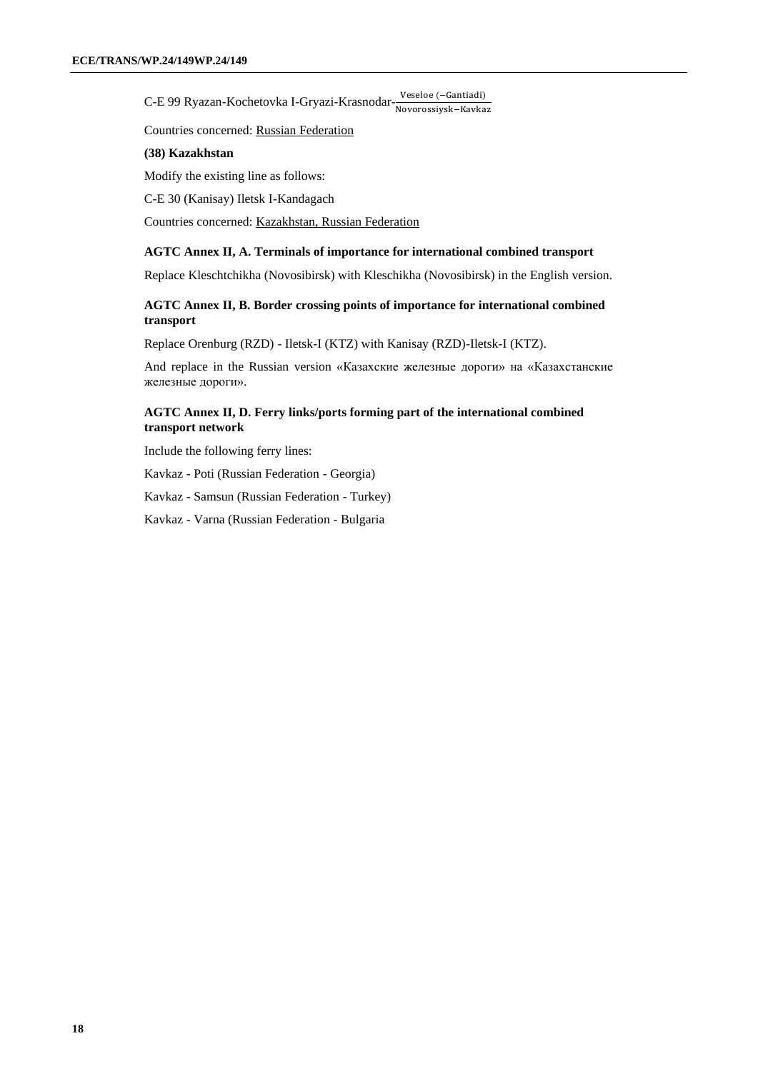C-E 99 Ryazan-Kochetovka I-Gryazi-Krasnodar-$\frac{\text{Veseloe (−Gantiadi)}}{\text{Novorossiysk−Kavkaz}}$

Countries concerned: Russian Federation

**(38) Kazakhstan**

Modify the existing line as follows:

C-E 30 (Kanisay) Iletsk I-Kandagach

Countries concerned: Kazakhstan, Russian Federation

### AGTC Annex II, A. Terminals of importance for international combined transport

Replace Kleschtchikha (Novosibirsk) with Kleschikha (Novosibirsk) in the English version.

### AGTC Annex II, B. Border crossing points of importance for international combined transport

Replace Orenburg (RZD) - Iletsk-I (KTZ) with Kanisay (RZD)-Iletsk-I (KTZ).

And replace in the Russian version «Казахские железные дороги» на «Казахстанские железные дороги».

### AGTC Annex II, D. Ferry links/ports forming part of the international combined transport network

Include the following ferry lines:

Kavkaz - Poti (Russian Federation - Georgia)

Kavkaz - Samsun (Russian Federation - Turkey)

Kavkaz - Varna (Russian Federation - Bulgaria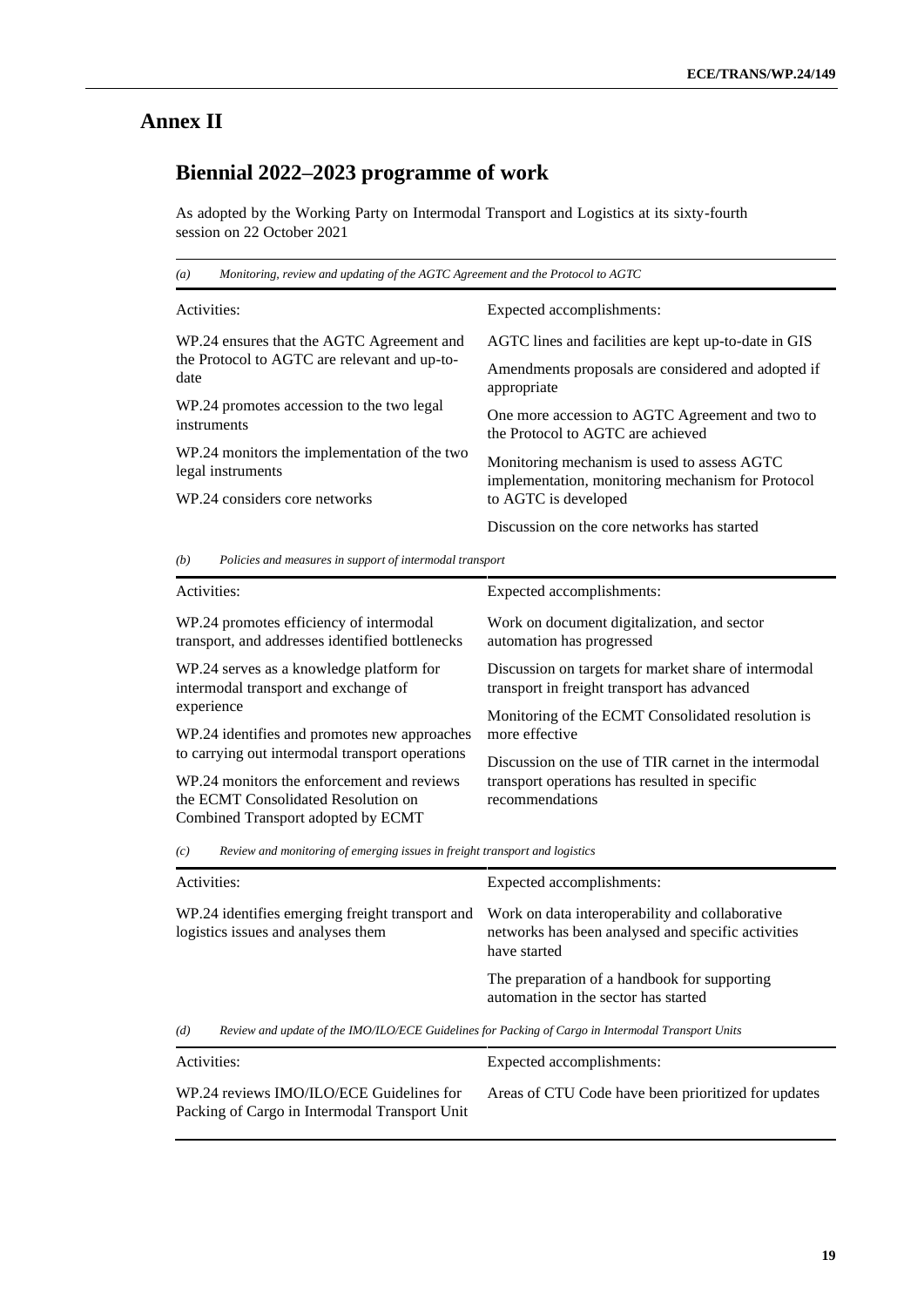# Annex II

## Biennial 2022–2023 programme of work

As adopted by the Working Party on Intermodal Transport and Logistics at its sixty-fourth session on 22 October 2021

*(a) Monitoring, review and updating of the AGTC Agreement and the Protocol to AGTC*

| Activities: | Expected accomplishments: |
|---|---|
| WP.24 ensures that the AGTC Agreement and the Protocol to AGTC are relevant and up-to-date | AGTC lines and facilities are kept up-to-date in GIS |
| | Amendments proposals are considered and adopted if appropriate |
| WP.24 promotes accession to the two legal instruments | One more accession to AGTC Agreement and two to the Protocol to AGTC are achieved |
| WP.24 monitors the implementation of the two legal instruments | Monitoring mechanism is used to assess AGTC implementation, monitoring mechanism for Protocol to AGTC is developed |
| WP.24 considers core networks | Discussion on the core networks has started |

*(b) Policies and measures in support of intermodal transport*

| Activities: | Expected accomplishments: |
|---|---|
| WP.24 promotes efficiency of intermodal transport, and addresses identified bottlenecks | Work on document digitalization, and sector automation has progressed |
| WP.24 serves as a knowledge platform for intermodal transport and exchange of experience | Discussion on targets for market share of intermodal transport in freight transport has advanced |
| WP.24 identifies and promotes new approaches to carrying out intermodal transport operations | Monitoring of the ECMT Consolidated resolution is more effective |
| WP.24 monitors the enforcement and reviews the ECMT Consolidated Resolution on Combined Transport adopted by ECMT | Discussion on the use of TIR carnet in the intermodal transport operations has resulted in specific recommendations |

*(c) Review and monitoring of emerging issues in freight transport and logistics*

| Activities: | Expected accomplishments: |
|---|---|
| WP.24 identifies emerging freight transport and logistics issues and analyses them | Work on data interoperability and collaborative networks has been analysed and specific activities have started |
| | The preparation of a handbook for supporting automation in the sector has started |

*(d) Review and update of the IMO/ILO/ECE Guidelines for Packing of Cargo in Intermodal Transport Units*

| Activities: | Expected accomplishments: |
|---|---|
| WP.24 reviews IMO/ILO/ECE Guidelines for Packing of Cargo in Intermodal Transport Unit | Areas of CTU Code have been prioritized for updates |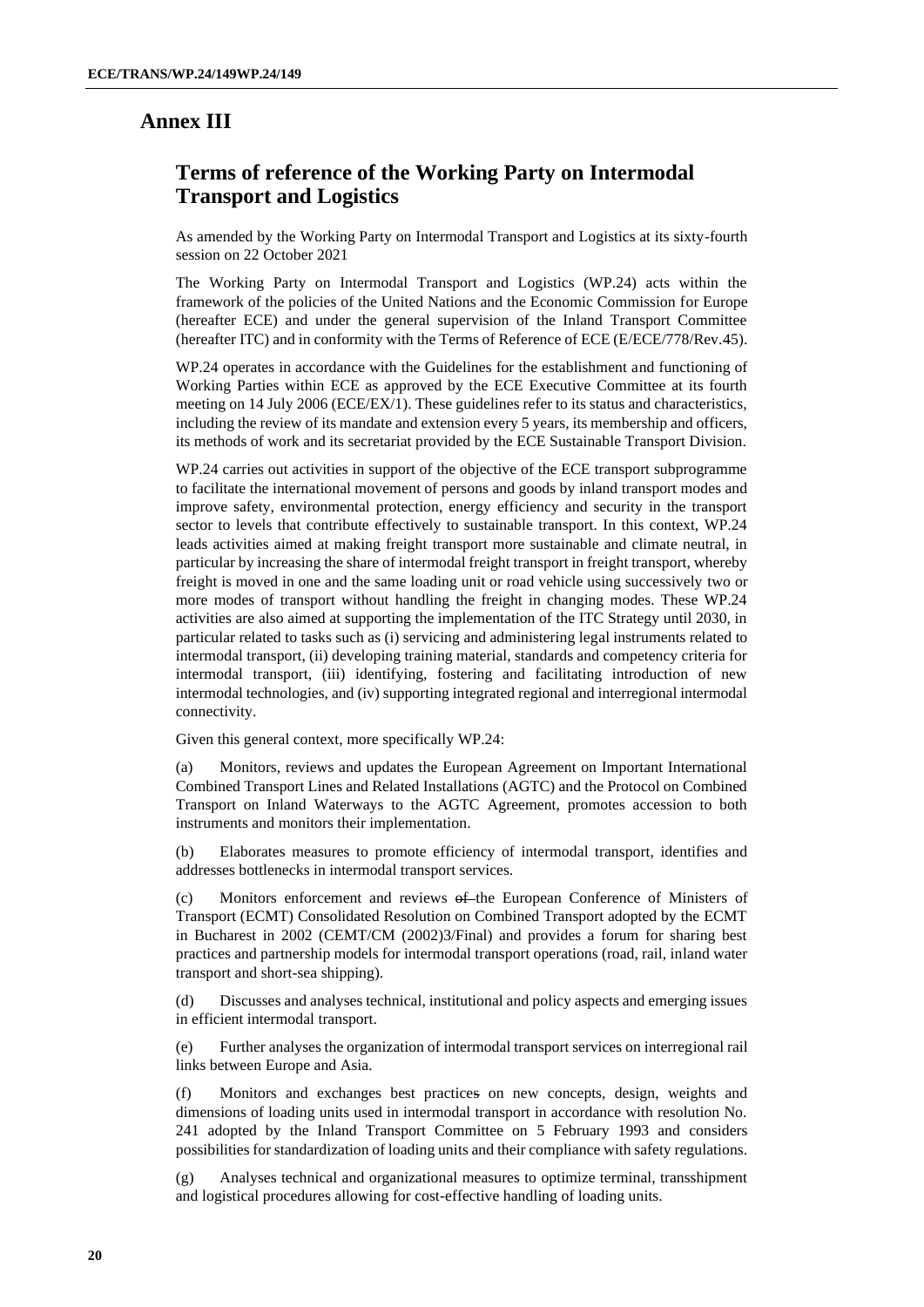# Annex III

## Terms of reference of the Working Party on Intermodal Transport and Logistics

As amended by the Working Party on Intermodal Transport and Logistics at its sixty-fourth session on 22 October 2021

The Working Party on Intermodal Transport and Logistics (WP.24) acts within the framework of the policies of the United Nations and the Economic Commission for Europe (hereafter ECE) and under the general supervision of the Inland Transport Committee (hereafter ITC) and in conformity with the Terms of Reference of ECE (E/ECE/778/Rev.45).

WP.24 operates in accordance with the Guidelines for the establishment and functioning of Working Parties within ECE as approved by the ECE Executive Committee at its fourth meeting on 14 July 2006 (ECE/EX/1). These guidelines refer to its status and characteristics, including the review of its mandate and extension every 5 years, its membership and officers, its methods of work and its secretariat provided by the ECE Sustainable Transport Division.

WP.24 carries out activities in support of the objective of the ECE transport subprogramme to facilitate the international movement of persons and goods by inland transport modes and improve safety, environmental protection, energy efficiency and security in the transport sector to levels that contribute effectively to sustainable transport. In this context, WP.24 leads activities aimed at making freight transport more sustainable and climate neutral, in particular by increasing the share of intermodal freight transport in freight transport, whereby freight is moved in one and the same loading unit or road vehicle using successively two or more modes of transport without handling the freight in changing modes. These WP.24 activities are also aimed at supporting the implementation of the ITC Strategy until 2030, in particular related to tasks such as (i) servicing and administering legal instruments related to intermodal transport, (ii) developing training material, standards and competency criteria for intermodal transport, (iii) identifying, fostering and facilitating introduction of new intermodal technologies, and (iv) supporting integrated regional and interregional intermodal connectivity.

Given this general context, more specifically WP.24:

(a) Monitors, reviews and updates the European Agreement on Important International Combined Transport Lines and Related Installations (AGTC) and the Protocol on Combined Transport on Inland Waterways to the AGTC Agreement, promotes accession to both instruments and monitors their implementation.

(b) Elaborates measures to promote efficiency of intermodal transport, identifies and addresses bottlenecks in intermodal transport services.

(c) Monitors enforcement and reviews ~~of~~ the European Conference of Ministers of Transport (ECMT) Consolidated Resolution on Combined Transport adopted by the ECMT in Bucharest in 2002 (CEMT/CM (2002)3/Final) and provides a forum for sharing best practices and partnership models for intermodal transport operations (road, rail, inland water transport and short-sea shipping).

(d) Discusses and analyses technical, institutional and policy aspects and emerging issues in efficient intermodal transport.

(e) Further analyses the organization of intermodal transport services on interregional rail links between Europe and Asia.

(f) Monitors and exchanges best practice~~s~~ on new concepts, design, weights and dimensions of loading units used in intermodal transport in accordance with resolution No. 241 adopted by the Inland Transport Committee on 5 February 1993 and considers possibilities for standardization of loading units and their compliance with safety regulations.

(g) Analyses technical and organizational measures to optimize terminal, transshipment and logistical procedures allowing for cost-effective handling of loading units.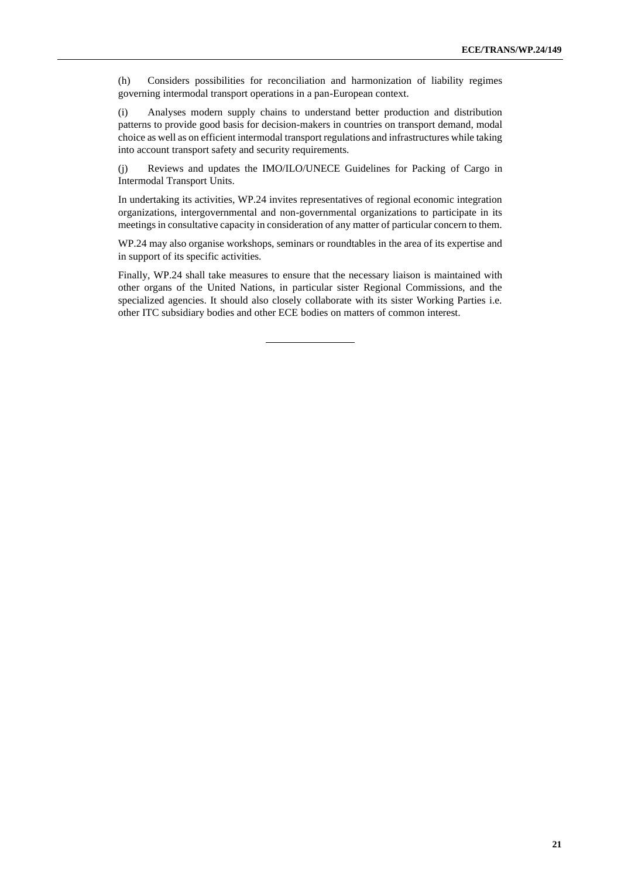(h) Considers possibilities for reconciliation and harmonization of liability regimes governing intermodal transport operations in a pan-European context.

(i) Analyses modern supply chains to understand better production and distribution patterns to provide good basis for decision-makers in countries on transport demand, modal choice as well as on efficient intermodal transport regulations and infrastructures while taking into account transport safety and security requirements.

(j) Reviews and updates the IMO/ILO/UNECE Guidelines for Packing of Cargo in Intermodal Transport Units.

In undertaking its activities, WP.24 invites representatives of regional economic integration organizations, intergovernmental and non-governmental organizations to participate in its meetings in consultative capacity in consideration of any matter of particular concern to them.

WP.24 may also organise workshops, seminars or roundtables in the area of its expertise and in support of its specific activities.

Finally, WP.24 shall take measures to ensure that the necessary liaison is maintained with other organs of the United Nations, in particular sister Regional Commissions, and the specialized agencies. It should also closely collaborate with its sister Working Parties i.e. other ITC subsidiary bodies and other ECE bodies on matters of common interest.